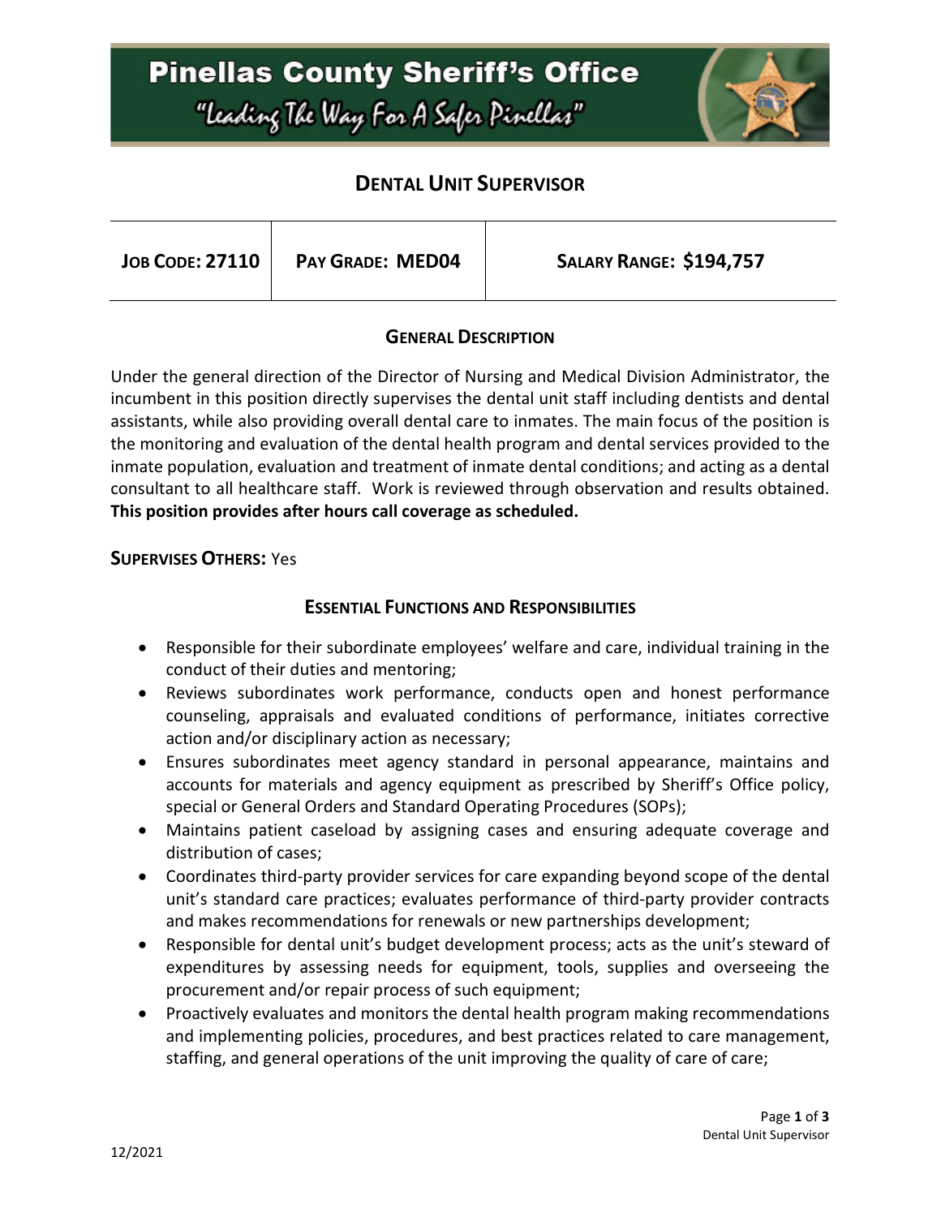# Pinellas County Sheriff's Office

"Leading The Way For A Safer Pinellas"

## DENTAL UNIT SUPERVISOR

| JOB CODE: 27110 | PAY GRADE: MED04 | SALARY RANGE: $194,757 |
|---|---|---|

### GENERAL DESCRIPTION

Under the general direction of the Director of Nursing and Medical Division Administrator, the incumbent in this position directly supervises the dental unit staff including dentists and dental assistants, while also providing overall dental care to inmates. The main focus of the position is the monitoring and evaluation of the dental health program and dental services provided to the inmate population, evaluation and treatment of inmate dental conditions; and acting as a dental consultant to all healthcare staff. Work is reviewed through observation and results obtained. **This position provides after hours call coverage as scheduled.**

**SUPERVISES OTHERS:** Yes

### ESSENTIAL FUNCTIONS AND RESPONSIBILITIES

- Responsible for their subordinate employees' welfare and care, individual training in the conduct of their duties and mentoring;
- Reviews subordinates work performance, conducts open and honest performance counseling, appraisals and evaluated conditions of performance, initiates corrective action and/or disciplinary action as necessary;
- Ensures subordinates meet agency standard in personal appearance, maintains and accounts for materials and agency equipment as prescribed by Sheriff's Office policy, special or General Orders and Standard Operating Procedures (SOPs);
- Maintains patient caseload by assigning cases and ensuring adequate coverage and distribution of cases;
- Coordinates third-party provider services for care expanding beyond scope of the dental unit's standard care practices; evaluates performance of third-party provider contracts and makes recommendations for renewals or new partnerships development;
- Responsible for dental unit's budget development process; acts as the unit's steward of expenditures by assessing needs for equipment, tools, supplies and overseeing the procurement and/or repair process of such equipment;
- Proactively evaluates and monitors the dental health program making recommendations and implementing policies, procedures, and best practices related to care management, staffing, and general operations of the unit improving the quality of care of care;

12/2021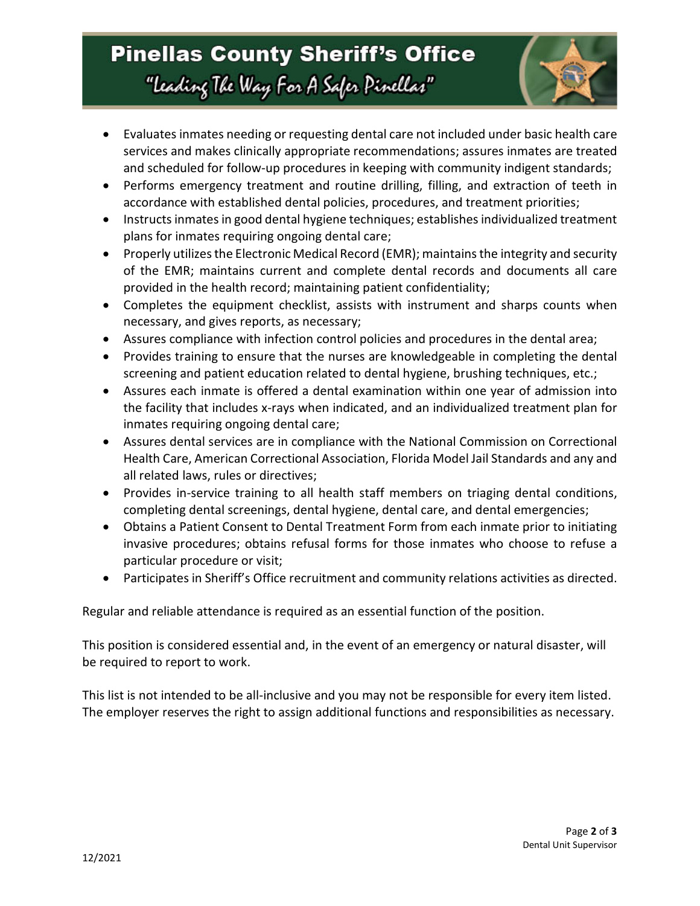- Evaluates inmates needing or requesting dental care not included under basic health care services and makes clinically appropriate recommendations; assures inmates are treated and scheduled for follow-up procedures in keeping with community indigent standards;
- Performs emergency treatment and routine drilling, filling, and extraction of teeth in accordance with established dental policies, procedures, and treatment priorities;
- Instructs inmates in good dental hygiene techniques; establishes individualized treatment plans for inmates requiring ongoing dental care;
- Properly utilizes the Electronic Medical Record (EMR); maintains the integrity and security of the EMR; maintains current and complete dental records and documents all care provided in the health record; maintaining patient confidentiality;
- Completes the equipment checklist, assists with instrument and sharps counts when necessary, and gives reports, as necessary;
- Assures compliance with infection control policies and procedures in the dental area;
- Provides training to ensure that the nurses are knowledgeable in completing the dental screening and patient education related to dental hygiene, brushing techniques, etc.;
- Assures each inmate is offered a dental examination within one year of admission into the facility that includes x-rays when indicated, and an individualized treatment plan for inmates requiring ongoing dental care;
- Assures dental services are in compliance with the National Commission on Correctional Health Care, American Correctional Association, Florida Model Jail Standards and any and all related laws, rules or directives;
- Provides in-service training to all health staff members on triaging dental conditions, completing dental screenings, dental hygiene, dental care, and dental emergencies;
- Obtains a Patient Consent to Dental Treatment Form from each inmate prior to initiating invasive procedures; obtains refusal forms for those inmates who choose to refuse a particular procedure or visit;
- Participates in Sheriff's Office recruitment and community relations activities as directed.

Regular and reliable attendance is required as an essential function of the position.

This position is considered essential and, in the event of an emergency or natural disaster, will be required to report to work.

This list is not intended to be all-inclusive and you may not be responsible for every item listed. The employer reserves the right to assign additional functions and responsibilities as necessary.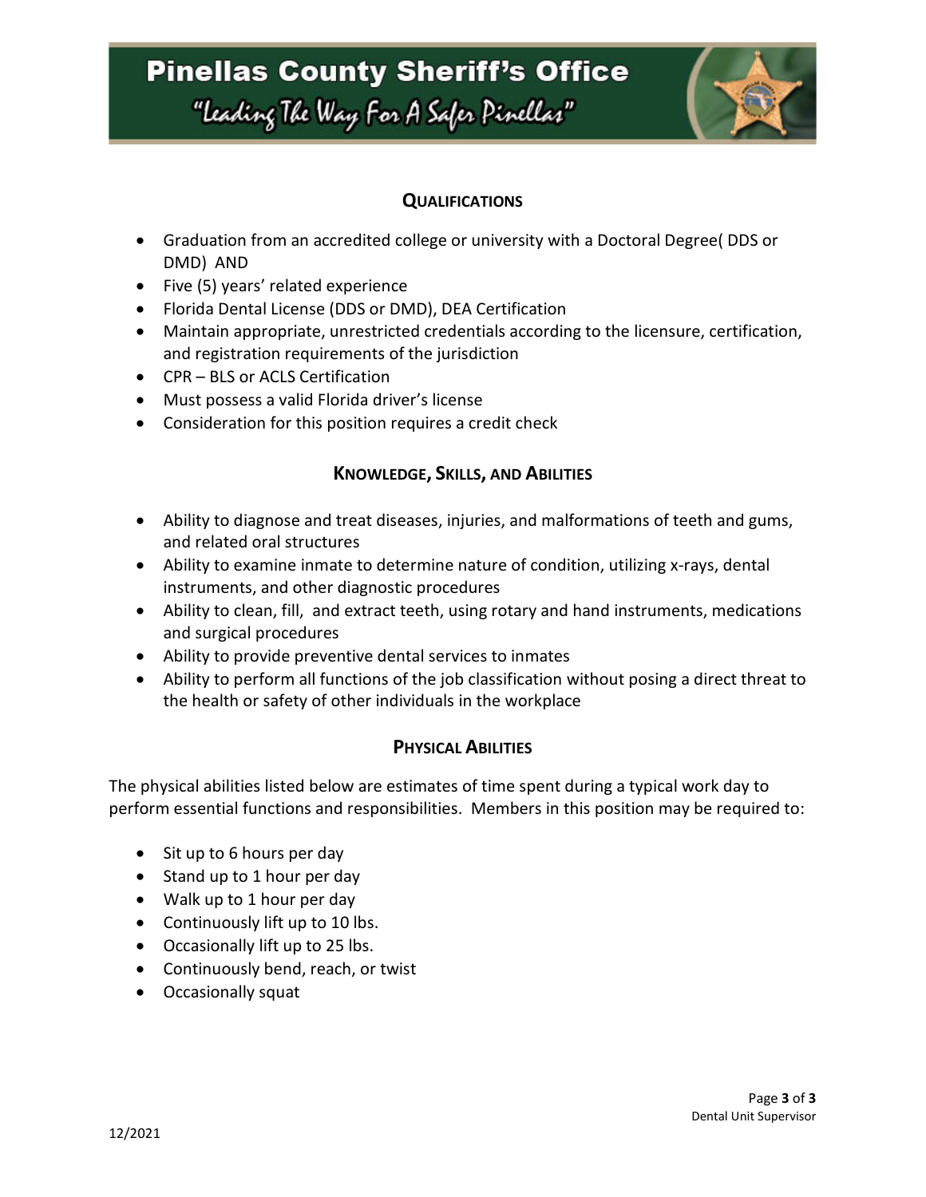## Qualifications

- Graduation from an accredited college or university with a Doctoral Degree( DDS or DMD) AND
- Five (5) years' related experience
- Florida Dental License (DDS or DMD), DEA Certification
- Maintain appropriate, unrestricted credentials according to the licensure, certification, and registration requirements of the jurisdiction
- CPR – BLS or ACLS Certification
- Must possess a valid Florida driver's license
- Consideration for this position requires a credit check

## Knowledge, Skills, and Abilities

- Ability to diagnose and treat diseases, injuries, and malformations of teeth and gums, and related oral structures
- Ability to examine inmate to determine nature of condition, utilizing x-rays, dental instruments, and other diagnostic procedures
- Ability to clean, fill, and extract teeth, using rotary and hand instruments, medications and surgical procedures
- Ability to provide preventive dental services to inmates
- Ability to perform all functions of the job classification without posing a direct threat to the health or safety of other individuals in the workplace

## Physical Abilities

The physical abilities listed below are estimates of time spent during a typical work day to perform essential functions and responsibilities. Members in this position may be required to:

- Sit up to 6 hours per day
- Stand up to 1 hour per day
- Walk up to 1 hour per day
- Continuously lift up to 10 lbs.
- Occasionally lift up to 25 lbs.
- Continuously bend, reach, or twist
- Occasionally squat

Dental Unit Supervisor

12/2021